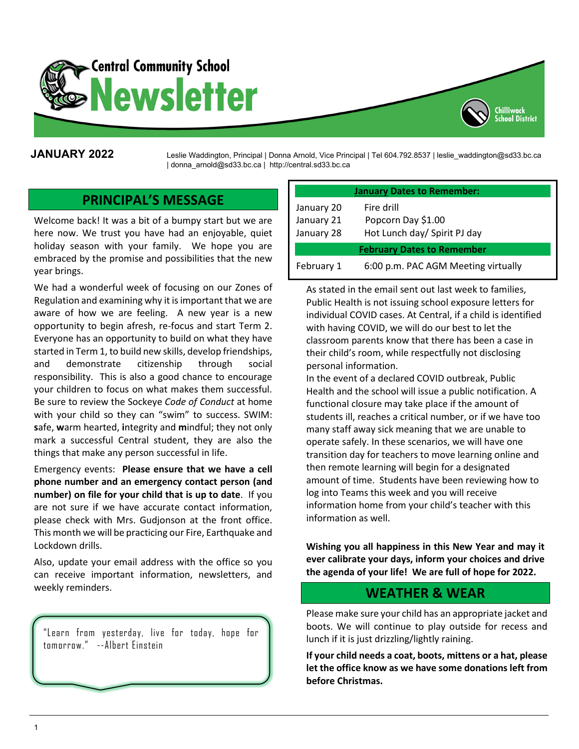# Central Community School Newsletter

Chilliwack School District

**JANUARY 2022**

Leslie Waddington, Principal | Donna Arnold, Vice Principal | Tel 604.792.8537 | leslie_waddington@sd33.bc.ca | donna_arnold@sd33.bc.ca | http://central.sd33.bc.ca

## PRINCIPAL'S MESSAGE

Welcome back! It was a bit of a bumpy start but we are here now. We trust you have had an enjoyable, quiet holiday season with your family. We hope you are embraced by the promise and possibilities that the new year brings.

We had a wonderful week of focusing on our Zones of Regulation and examining why it is important that we are aware of how we are feeling. A new year is a new opportunity to begin afresh, re-focus and start Term 2. Everyone has an opportunity to build on what they have started in Term 1, to build new skills, develop friendships, and demonstrate citizenship through social responsibility. This is also a good chance to encourage your children to focus on what makes them successful. Be sure to review the Sockeye *Code of Conduct* at home with your child so they can "swim" to success. SWIM: **s**afe, **w**arm hearted, **i**ntegrity and **m**indful; they not only mark a successful Central student, they are also the things that make any person successful in life.

Emergency events: **Please ensure that we have a cell phone number and an emergency contact person (and number) on file for your child that is up to date**. If you are not sure if we have accurate contact information, please check with Mrs. Gudjonson at the front office. This month we will be practicing our Fire, Earthquake and Lockdown drills.

Also, update your email address with the office so you can receive important information, newsletters, and weekly reminders.

"Learn from yesterday, live for today, hope for tomorrow." --Albert Einstein

| **January Dates to Remember:** | |
|---|---|
| January 20 | Fire drill |
| January 21 | Popcorn Day $1.00 |
| January 28 | Hot Lunch day/ Spirit PJ day |
| **February Dates to Remember** | |
| February 1 | 6:00 p.m. PAC AGM Meeting virtually |

As stated in the email sent out last week to families, Public Health is not issuing school exposure letters for individual COVID cases. At Central, if a child is identified with having COVID, we will do our best to let the classroom parents know that there has been a case in their child's room, while respectfully not disclosing personal information.

In the event of a declared COVID outbreak, Public Health and the school will issue a public notification. A functional closure may take place if the amount of students ill, reaches a critical number, or if we have too many staff away sick meaning that we are unable to operate safely. In these scenarios, we will have one transition day for teachers to move learning online and then remote learning will begin for a designated amount of time. Students have been reviewing how to log into Teams this week and you will receive information home from your child's teacher with this information as well.

**Wishing you all happiness in this New Year and may it ever calibrate your days, inform your choices and drive the agenda of your life! We are full of hope for 2022.**

## WEATHER & WEAR

Please make sure your child has an appropriate jacket and boots. We will continue to play outside for recess and lunch if it is just drizzling/lightly raining.

**If your child needs a coat, boots, mittens or a hat, please let the office know as we have some donations left from before Christmas.**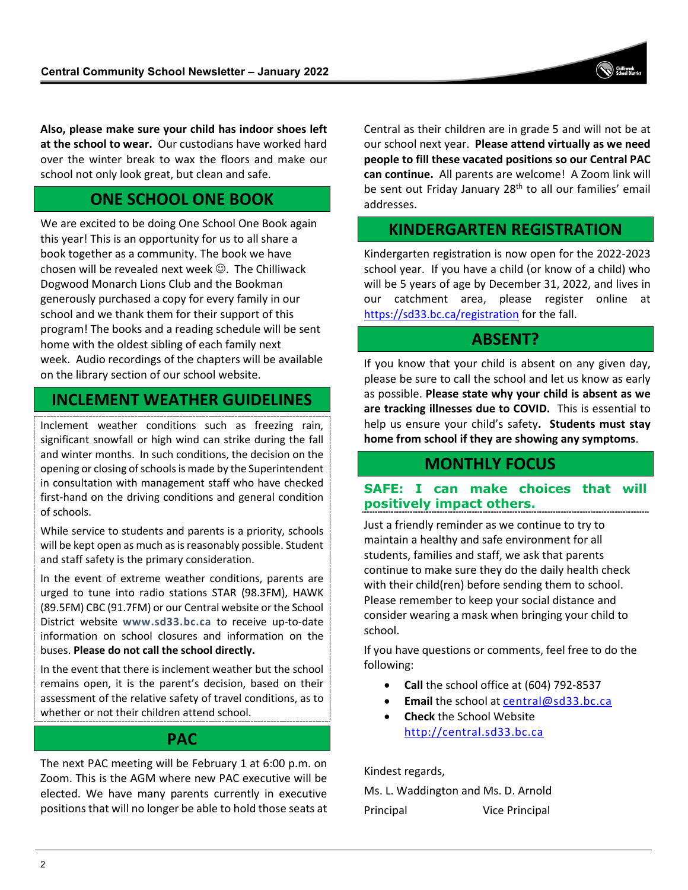**Also, please make sure your child has indoor shoes left at the school to wear.** Our custodians have worked hard over the winter break to wax the floors and make our school not only look great, but clean and safe.

## ONE SCHOOL ONE BOOK

We are excited to be doing One School One Book again this year! This is an opportunity for us to all share a book together as a community. The book we have chosen will be revealed next week ☺. The Chilliwack Dogwood Monarch Lions Club and the Bookman generously purchased a copy for every family in our school and we thank them for their support of this program! The books and a reading schedule will be sent home with the oldest sibling of each family next week. Audio recordings of the chapters will be available on the library section of our school website.

## INCLEMENT WEATHER GUIDELINES

Inclement weather conditions such as freezing rain, significant snowfall or high wind can strike during the fall and winter months. In such conditions, the decision on the opening or closing of schools is made by the Superintendent in consultation with management staff who have checked first-hand on the driving conditions and general condition of schools.

While service to students and parents is a priority, schools will be kept open as much as is reasonably possible. Student and staff safety is the primary consideration.

In the event of extreme weather conditions, parents are urged to tune into radio stations STAR (98.3FM), HAWK (89.5FM) CBC (91.7FM) or our Central website or the School District website **www.sd33.bc.ca** to receive up-to-date information on school closures and information on the buses. **Please do not call the school directly.**

In the event that there is inclement weather but the school remains open, it is the parent's decision, based on their assessment of the relative safety of travel conditions, as to whether or not their children attend school.

## PAC

The next PAC meeting will be February 1 at 6:00 p.m. on Zoom. This is the AGM where new PAC executive will be elected. We have many parents currently in executive positions that will no longer be able to hold those seats at Central as their children are in grade 5 and will not be at our school next year. **Please attend virtually as we need people to fill these vacated positions so our Central PAC can continue.** All parents are welcome! A Zoom link will be sent out Friday January 28th to all our families' email addresses.

## KINDERGARTEN REGISTRATION

Kindergarten registration is now open for the 2022-2023 school year. If you have a child (or know of a child) who will be 5 years of age by December 31, 2022, and lives in our catchment area, please register online at https://sd33.bc.ca/registration for the fall.

## ABSENT?

If you know that your child is absent on any given day, please be sure to call the school and let us know as early as possible. **Please state why your child is absent as we are tracking illnesses due to COVID.** This is essential to help us ensure your child's safety**. Students must stay home from school if they are showing any symptoms**.

## MONTHLY FOCUS

### SAFE: I can make choices that will positively impact others.

Just a friendly reminder as we continue to try to maintain a healthy and safe environment for all students, families and staff, we ask that parents continue to make sure they do the daily health check with their child(ren) before sending them to school. Please remember to keep your social distance and consider wearing a mask when bringing your child to school.

If you have questions or comments, feel free to do the following:

- **Call** the school office at (604) 792-8537
- **Email** the school at central@sd33.bc.ca
- **Check** the School Website http://central.sd33.bc.ca

Kindest regards,

Ms. L. Waddington and Ms. D. Arnold

Principal Vice Principal